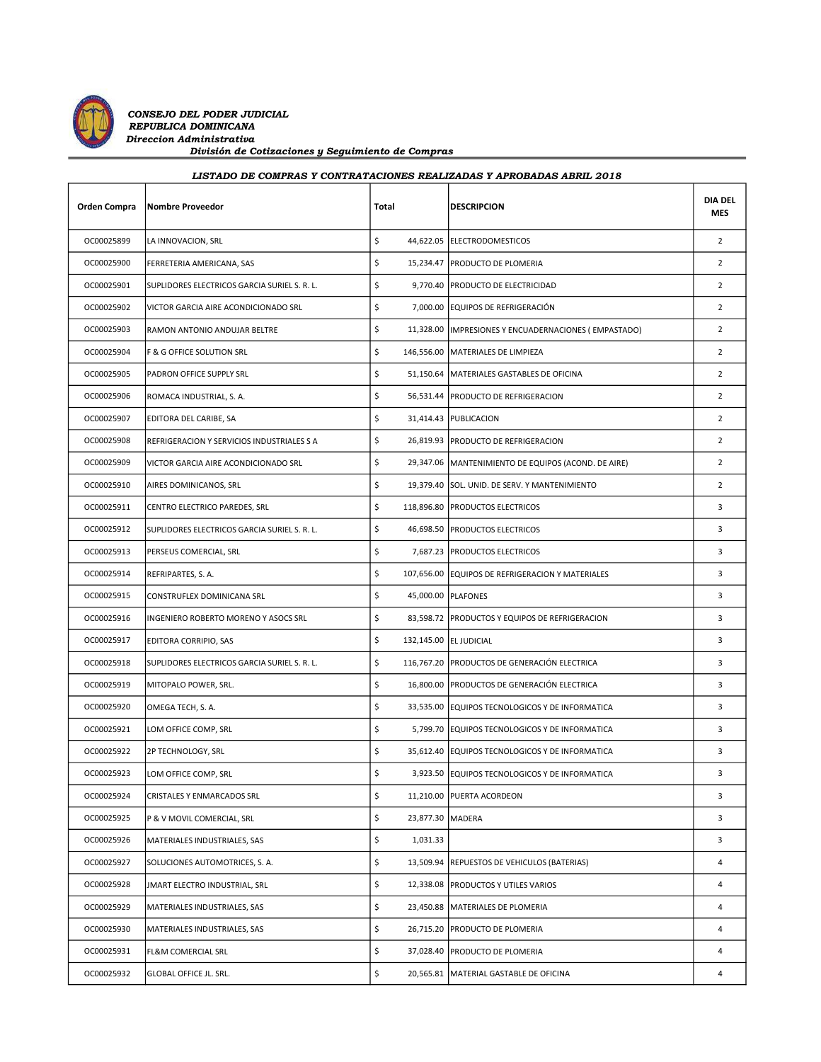***CONSEJO DEL PODER JUDICIAL***
***REPUBLICA DOMINICANA***
***Direccion Administrativa***
***División de Cotizaciones y Seguimiento de Compras***

***LISTADO DE COMPRAS Y CONTRATACIONES REALIZADAS Y APROBADAS ABRIL 2018***

| Orden Compra | Nombre Proveedor | Total | DESCRIPCION | DIA DEL MES |
|---|---|---|---|---|
| OC00025899 | LA INNOVACION, SRL | $ 44,622.05 | ELECTRODOMESTICOS | 2 |
| OC00025900 | FERRETERIA AMERICANA, SAS | $ 15,234.47 | PRODUCTO DE PLOMERIA | 2 |
| OC00025901 | SUPLIDORES ELECTRICOS GARCIA SURIEL S. R. L. | $ 9,770.40 | PRODUCTO DE ELECTRICIDAD | 2 |
| OC00025902 | VICTOR GARCIA AIRE ACONDICIONADO SRL | $ 7,000.00 | EQUIPOS DE REFRIGERACIÓN | 2 |
| OC00025903 | RAMON ANTONIO ANDUJAR BELTRE | $ 11,328.00 | IMPRESIONES Y ENCUADERNACIONES ( EMPASTADO) | 2 |
| OC00025904 | F & G OFFICE SOLUTION SRL | $ 146,556.00 | MATERIALES DE LIMPIEZA | 2 |
| OC00025905 | PADRON OFFICE SUPPLY SRL | $ 51,150.64 | MATERIALES GASTABLES DE OFICINA | 2 |
| OC00025906 | ROMACA INDUSTRIAL, S. A. | $ 56,531.44 | PRODUCTO DE REFRIGERACION | 2 |
| OC00025907 | EDITORA DEL CARIBE, SA | $ 31,414.43 | PUBLICACION | 2 |
| OC00025908 | REFRIGERACION Y SERVICIOS INDUSTRIALES S A | $ 26,819.93 | PRODUCTO DE REFRIGERACION | 2 |
| OC00025909 | VICTOR GARCIA AIRE ACONDICIONADO SRL | $ 29,347.06 | MANTENIMIENTO DE EQUIPOS (ACOND. DE AIRE) | 2 |
| OC00025910 | AIRES DOMINICANOS, SRL | $ 19,379.40 | SOL. UNID. DE SERV. Y MANTENIMIENTO | 2 |
| OC00025911 | CENTRO ELECTRICO PAREDES, SRL | $ 118,896.80 | PRODUCTOS ELECTRICOS | 3 |
| OC00025912 | SUPLIDORES ELECTRICOS GARCIA SURIEL S. R. L. | $ 46,698.50 | PRODUCTOS ELECTRICOS | 3 |
| OC00025913 | PERSEUS COMERCIAL, SRL | $ 7,687.23 | PRODUCTOS ELECTRICOS | 3 |
| OC00025914 | REFRIPARTES, S. A. | $ 107,656.00 | EQUIPOS DE REFRIGERACION Y MATERIALES | 3 |
| OC00025915 | CONSTRUFLEX DOMINICANA SRL | $ 45,000.00 | PLAFONES | 3 |
| OC00025916 | INGENIERO ROBERTO MORENO Y ASOCS SRL | $ 83,598.72 | PRODUCTOS Y EQUIPOS DE REFRIGERACION | 3 |
| OC00025917 | EDITORA CORRIPIO, SAS | $ 132,145.00 | EL JUDICIAL | 3 |
| OC00025918 | SUPLIDORES ELECTRICOS GARCIA SURIEL S. R. L. | $ 116,767.20 | PRODUCTOS DE GENERACIÓN ELECTRICA | 3 |
| OC00025919 | MITOPALO POWER, SRL. | $ 16,800.00 | PRODUCTOS DE GENERACIÓN ELECTRICA | 3 |
| OC00025920 | OMEGA TECH, S. A. | $ 33,535.00 | EQUIPOS TECNOLOGICOS Y DE INFORMATICA | 3 |
| OC00025921 | LOM OFFICE COMP, SRL | $ 5,799.70 | EQUIPOS TECNOLOGICOS Y DE INFORMATICA | 3 |
| OC00025922 | 2P TECHNOLOGY, SRL | $ 35,612.40 | EQUIPOS TECNOLOGICOS Y DE INFORMATICA | 3 |
| OC00025923 | LOM OFFICE COMP, SRL | $ 3,923.50 | EQUIPOS TECNOLOGICOS Y DE INFORMATICA | 3 |
| OC00025924 | CRISTALES Y ENMARCADOS SRL | $ 11,210.00 | PUERTA ACORDEON | 3 |
| OC00025925 | P & V MOVIL COMERCIAL, SRL | $ 23,877.30 | MADERA | 3 |
| OC00025926 | MATERIALES INDUSTRIALES, SAS | $ 1,031.33 | | 3 |
| OC00025927 | SOLUCIONES AUTOMOTRICES, S. A. | $ 13,509.94 | REPUESTOS DE VEHICULOS (BATERIAS) | 4 |
| OC00025928 | JMART ELECTRO INDUSTRIAL, SRL | $ 12,338.08 | PRODUCTOS Y UTILES VARIOS | 4 |
| OC00025929 | MATERIALES INDUSTRIALES, SAS | $ 23,450.88 | MATERIALES DE PLOMERIA | 4 |
| OC00025930 | MATERIALES INDUSTRIALES, SAS | $ 26,715.20 | PRODUCTO DE PLOMERIA | 4 |
| OC00025931 | FL&M COMERCIAL SRL | $ 37,028.40 | PRODUCTO DE PLOMERIA | 4 |
| OC00025932 | GLOBAL OFFICE JL. SRL. | $ 20,565.81 | MATERIAL GASTABLE DE OFICINA | 4 |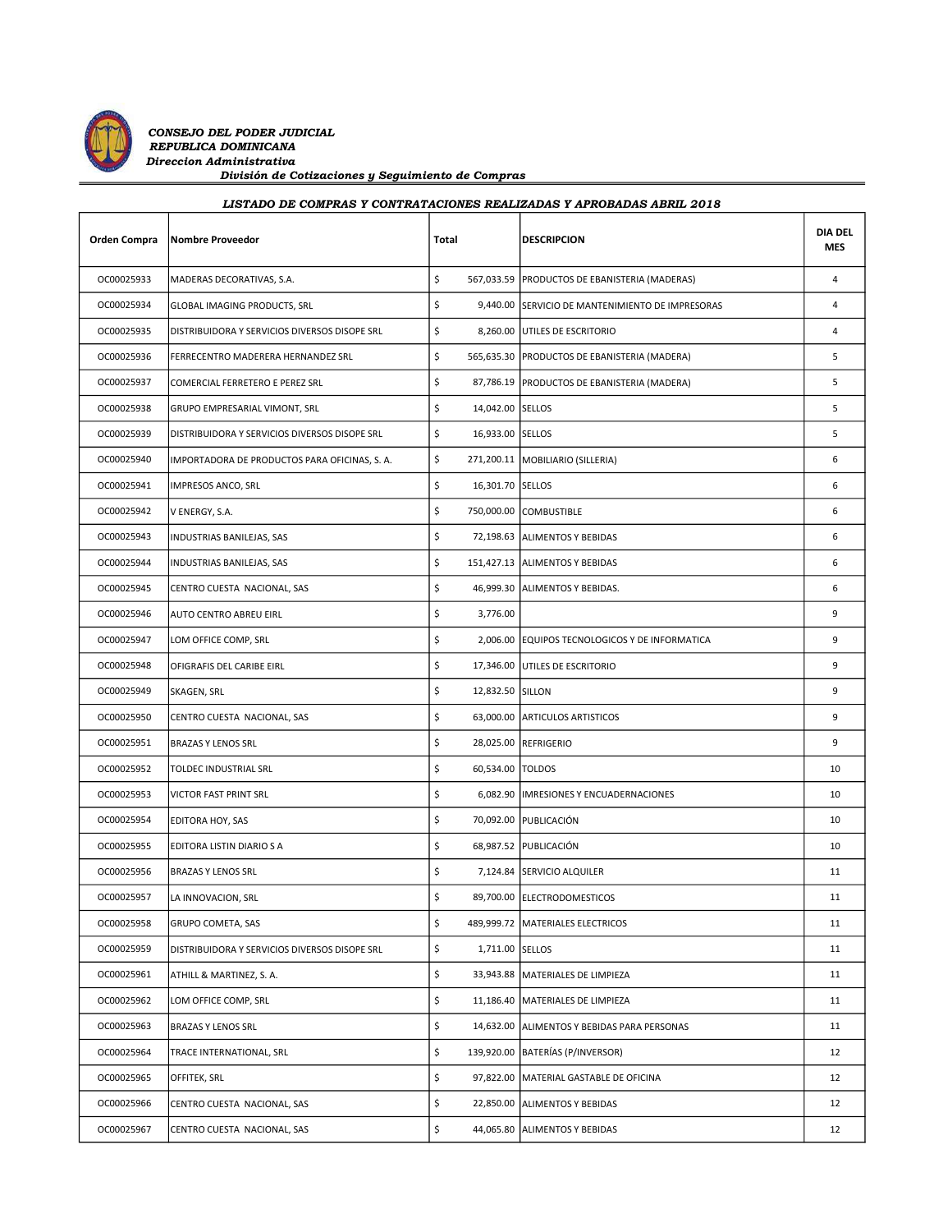***CONSEJO DEL PODER JUDICIAL***
***REPUBLICA DOMINICANA***
***Direccion Administrativa***
***División de Cotizaciones y Seguimiento de Compras***

***LISTADO DE COMPRAS Y CONTRATACIONES REALIZADAS Y APROBADAS ABRIL 2018***

| Orden Compra | Nombre Proveedor | Total | DESCRIPCION | DIA DEL MES |
|---|---|---|---|---|
| OC00025933 | MADERAS DECORATIVAS, S.A. | $ 567,033.59 | PRODUCTOS DE EBANISTERIA (MADERAS) | 4 |
| OC00025934 | GLOBAL IMAGING PRODUCTS, SRL | $ 9,440.00 | SERVICIO DE MANTENIMIENTO DE IMPRESORAS | 4 |
| OC00025935 | DISTRIBUIDORA Y SERVICIOS DIVERSOS DISOPE SRL | $ 8,260.00 | UTILES DE ESCRITORIO | 4 |
| OC00025936 | FERRECENTRO MADERERA HERNANDEZ SRL | $ 565,635.30 | PRODUCTOS DE EBANISTERIA (MADERA) | 5 |
| OC00025937 | COMERCIAL FERRETERO E PEREZ SRL | $ 87,786.19 | PRODUCTOS DE EBANISTERIA (MADERA) | 5 |
| OC00025938 | GRUPO EMPRESARIAL VIMONT, SRL | $ 14,042.00 | SELLOS | 5 |
| OC00025939 | DISTRIBUIDORA Y SERVICIOS DIVERSOS DISOPE SRL | $ 16,933.00 | SELLOS | 5 |
| OC00025940 | IMPORTADORA DE PRODUCTOS PARA OFICINAS, S. A. | $ 271,200.11 | MOBILIARIO (SILLERIA) | 6 |
| OC00025941 | IMPRESOS ANCO, SRL | $ 16,301.70 | SELLOS | 6 |
| OC00025942 | V ENERGY, S.A. | $ 750,000.00 | COMBUSTIBLE | 6 |
| OC00025943 | INDUSTRIAS BANILEJAS, SAS | $ 72,198.63 | ALIMENTOS Y BEBIDAS | 6 |
| OC00025944 | INDUSTRIAS BANILEJAS, SAS | $ 151,427.13 | ALIMENTOS Y BEBIDAS | 6 |
| OC00025945 | CENTRO CUESTA NACIONAL, SAS | $ 46,999.30 | ALIMENTOS Y BEBIDAS. | 6 |
| OC00025946 | AUTO CENTRO ABREU EIRL | $ 3,776.00 | | 9 |
| OC00025947 | LOM OFFICE COMP, SRL | $ 2,006.00 | EQUIPOS TECNOLOGICOS Y DE INFORMATICA | 9 |
| OC00025948 | OFIGRAFIS DEL CARIBE EIRL | $ 17,346.00 | UTILES DE ESCRITORIO | 9 |
| OC00025949 | SKAGEN, SRL | $ 12,832.50 | SILLON | 9 |
| OC00025950 | CENTRO CUESTA NACIONAL, SAS | $ 63,000.00 | ARTICULOS ARTISTICOS | 9 |
| OC00025951 | BRAZAS Y LENOS SRL | $ 28,025.00 | REFRIGERIO | 9 |
| OC00025952 | TOLDEC INDUSTRIAL SRL | $ 60,534.00 | TOLDOS | 10 |
| OC00025953 | VICTOR FAST PRINT SRL | $ 6,082.90 | IMRESIONES Y ENCUADERNACIONES | 10 |
| OC00025954 | EDITORA HOY, SAS | $ 70,092.00 | PUBLICACIÓN | 10 |
| OC00025955 | EDITORA LISTIN DIARIO S A | $ 68,987.52 | PUBLICACIÓN | 10 |
| OC00025956 | BRAZAS Y LENOS SRL | $ 7,124.84 | SERVICIO ALQUILER | 11 |
| OC00025957 | LA INNOVACION, SRL | $ 89,700.00 | ELECTRODOMESTICOS | 11 |
| OC00025958 | GRUPO COMETA, SAS | $ 489,999.72 | MATERIALES ELECTRICOS | 11 |
| OC00025959 | DISTRIBUIDORA Y SERVICIOS DIVERSOS DISOPE SRL | $ 1,711.00 | SELLOS | 11 |
| OC00025961 | ATHILL & MARTINEZ, S. A. | $ 33,943.88 | MATERIALES DE LIMPIEZA | 11 |
| OC00025962 | LOM OFFICE COMP, SRL | $ 11,186.40 | MATERIALES DE LIMPIEZA | 11 |
| OC00025963 | BRAZAS Y LENOS SRL | $ 14,632.00 | ALIMENTOS Y BEBIDAS PARA PERSONAS | 11 |
| OC00025964 | TRACE INTERNATIONAL, SRL | $ 139,920.00 | BATERÍAS (P/INVERSOR) | 12 |
| OC00025965 | OFFITEK, SRL | $ 97,822.00 | MATERIAL GASTABLE DE OFICINA | 12 |
| OC00025966 | CENTRO CUESTA NACIONAL, SAS | $ 22,850.00 | ALIMENTOS Y BEBIDAS | 12 |
| OC00025967 | CENTRO CUESTA NACIONAL, SAS | $ 44,065.80 | ALIMENTOS Y BEBIDAS | 12 |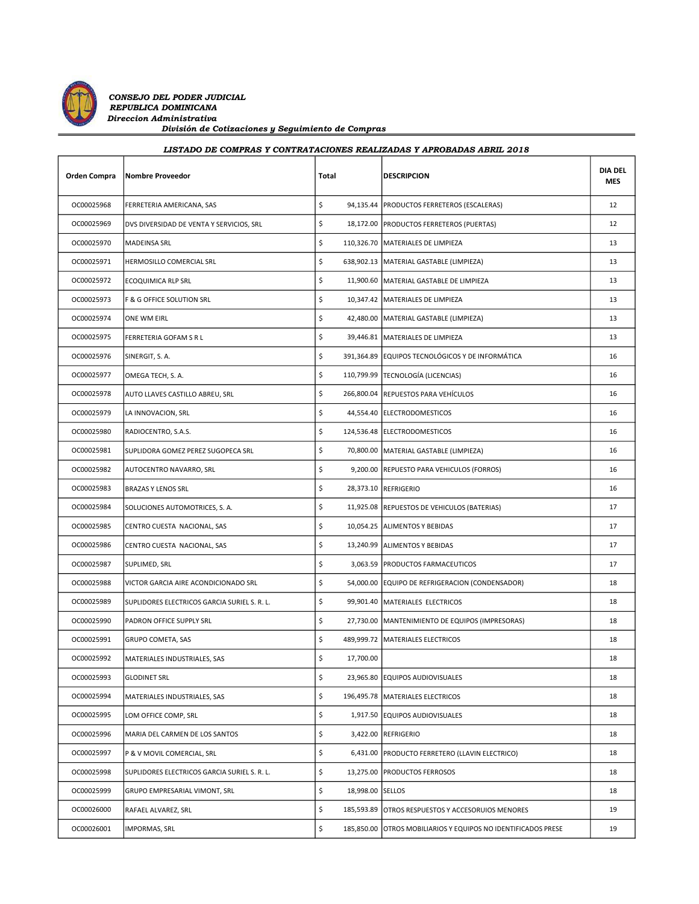***CONSEJO DEL PODER JUDICIAL***
***REPUBLICA DOMINICANA***
***Direccion Administrativa***
***División de Cotizaciones y Seguimiento de Compras***

***LISTADO DE COMPRAS Y CONTRATACIONES REALIZADAS Y APROBADAS ABRIL 2018***

| Orden Compra | Nombre Proveedor | Total | DESCRIPCION | DIA DEL MES |
|---|---|---|---|---|
| OC00025968 | FERRETERIA AMERICANA, SAS | $ 94,135.44 | PRODUCTOS FERRETEROS (ESCALERAS) | 12 |
| OC00025969 | DVS DIVERSIDAD DE VENTA Y SERVICIOS, SRL | $ 18,172.00 | PRODUCTOS FERRETEROS (PUERTAS) | 12 |
| OC00025970 | MADEINSA SRL | $ 110,326.70 | MATERIALES DE LIMPIEZA | 13 |
| OC00025971 | HERMOSILLO COMERCIAL SRL | $ 638,902.13 | MATERIAL GASTABLE (LIMPIEZA) | 13 |
| OC00025972 | ECOQUIMICA RLP SRL | $ 11,900.60 | MATERIAL GASTABLE DE LIMPIEZA | 13 |
| OC00025973 | F & G OFFICE SOLUTION SRL | $ 10,347.42 | MATERIALES DE LIMPIEZA | 13 |
| OC00025974 | ONE WM EIRL | $ 42,480.00 | MATERIAL GASTABLE (LIMPIEZA) | 13 |
| OC00025975 | FERRETERIA GOFAM S R L | $ 39,446.81 | MATERIALES DE LIMPIEZA | 13 |
| OC00025976 | SINERGIT, S. A. | $ 391,364.89 | EQUIPOS TECNOLÓGICOS Y DE INFORMÁTICA | 16 |
| OC00025977 | OMEGA TECH, S. A. | $ 110,799.99 | TECNOLOGÍA (LICENCIAS) | 16 |
| OC00025978 | AUTO LLAVES CASTILLO ABREU, SRL | $ 266,800.04 | REPUESTOS PARA VEHÍCULOS | 16 |
| OC00025979 | LA INNOVACION, SRL | $ 44,554.40 | ELECTRODOMESTICOS | 16 |
| OC00025980 | RADIOCENTRO, S.A.S. | $ 124,536.48 | ELECTRODOMESTICOS | 16 |
| OC00025981 | SUPLIDORA GOMEZ PEREZ SUGOPECA SRL | $ 70,800.00 | MATERIAL GASTABLE (LIMPIEZA) | 16 |
| OC00025982 | AUTOCENTRO NAVARRO, SRL | $ 9,200.00 | REPUESTO PARA VEHICULOS (FORROS) | 16 |
| OC00025983 | BRAZAS Y LENOS SRL | $ 28,373.10 | REFRIGERIO | 16 |
| OC00025984 | SOLUCIONES AUTOMOTRICES, S. A. | $ 11,925.08 | REPUESTOS DE VEHICULOS (BATERIAS) | 17 |
| OC00025985 | CENTRO CUESTA NACIONAL, SAS | $ 10,054.25 | ALIMENTOS Y BEBIDAS | 17 |
| OC00025986 | CENTRO CUESTA NACIONAL, SAS | $ 13,240.99 | ALIMENTOS Y BEBIDAS | 17 |
| OC00025987 | SUPLIMED, SRL | $ 3,063.59 | PRODUCTOS FARMACEUTICOS | 17 |
| OC00025988 | VICTOR GARCIA AIRE ACONDICIONADO SRL | $ 54,000.00 | EQUIPO DE REFRIGERACION (CONDENSADOR) | 18 |
| OC00025989 | SUPLIDORES ELECTRICOS GARCIA SURIEL S. R. L. | $ 99,901.40 | MATERIALES ELECTRICOS | 18 |
| OC00025990 | PADRON OFFICE SUPPLY SRL | $ 27,730.00 | MANTENIMIENTO DE EQUIPOS (IMPRESORAS) | 18 |
| OC00025991 | GRUPO COMETA, SAS | $ 489,999.72 | MATERIALES ELECTRICOS | 18 |
| OC00025992 | MATERIALES INDUSTRIALES, SAS | $ 17,700.00 | | 18 |
| OC00025993 | GLODINET SRL | $ 23,965.80 | EQUIPOS AUDIOVISUALES | 18 |
| OC00025994 | MATERIALES INDUSTRIALES, SAS | $ 196,495.78 | MATERIALES ELECTRICOS | 18 |
| OC00025995 | LOM OFFICE COMP, SRL | $ 1,917.50 | EQUIPOS AUDIOVISUALES | 18 |
| OC00025996 | MARIA DEL CARMEN DE LOS SANTOS | $ 3,422.00 | REFRIGERIO | 18 |
| OC00025997 | P & V MOVIL COMERCIAL, SRL | $ 6,431.00 | PRODUCTO FERRETERO (LLAVIN ELECTRICO) | 18 |
| OC00025998 | SUPLIDORES ELECTRICOS GARCIA SURIEL S. R. L. | $ 13,275.00 | PRODUCTOS FERROSOS | 18 |
| OC00025999 | GRUPO EMPRESARIAL VIMONT, SRL | $ 18,998.00 | SELLOS | 18 |
| OC00026000 | RAFAEL ALVAREZ, SRL | $ 185,593.89 | OTROS RESPUESTOS Y ACCESORUIOS MENORES | 19 |
| OC00026001 | IMPORMAS, SRL | $ 185,850.00 | OTROS MOBILIARIOS Y EQUIPOS NO IDENTIFICADOS PRESE | 19 |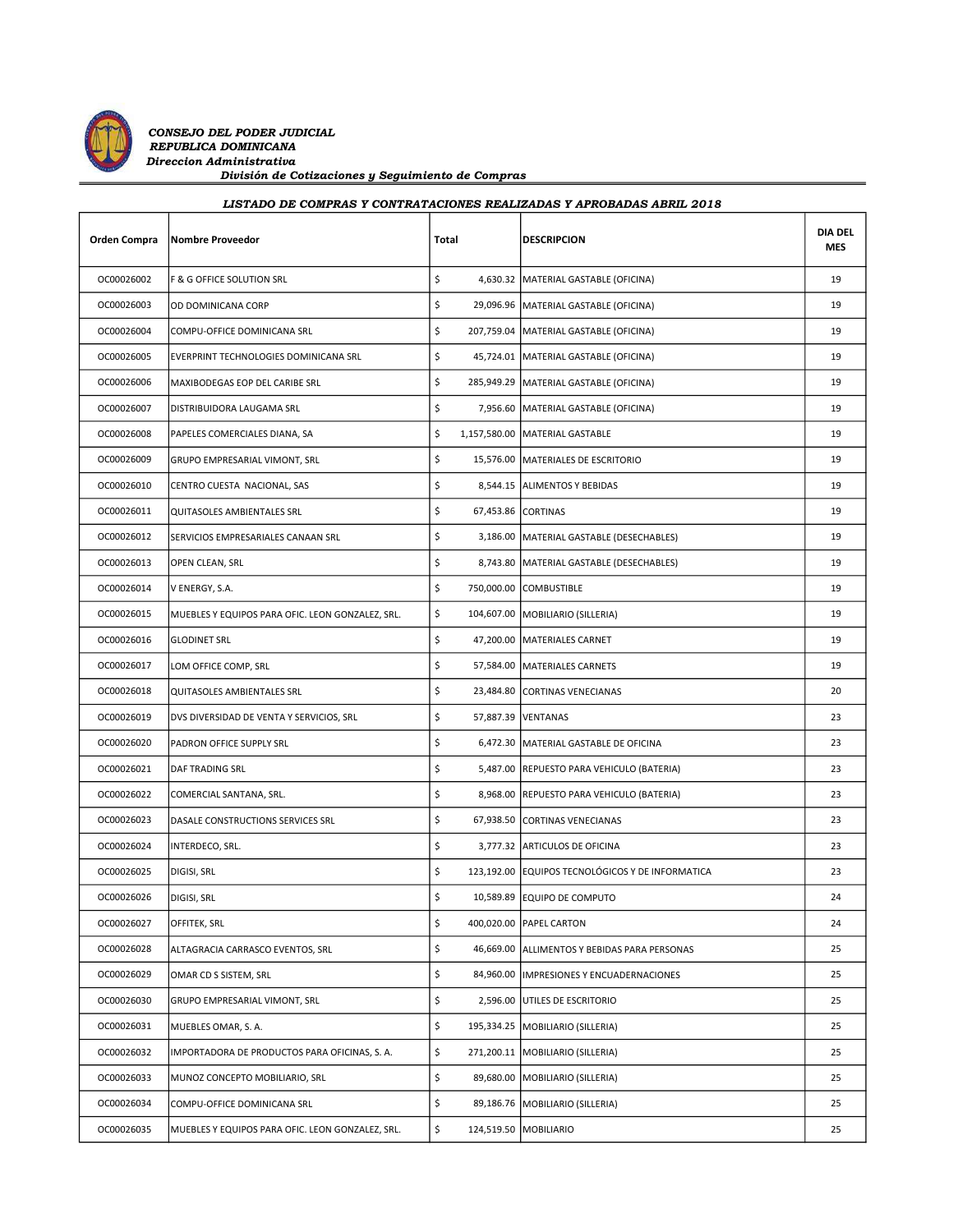***CONSEJO DEL PODER JUDICIAL***
***REPUBLICA DOMINICANA***
***Direccion Administrativa***
***División de Cotizaciones y Seguimiento de Compras***

***LISTADO DE COMPRAS Y CONTRATACIONES REALIZADAS Y APROBADAS ABRIL 2018***

| Orden Compra | Nombre Proveedor | Total | DESCRIPCION | DIA DEL MES |
|---|---|---|---|---|
| OC00026002 | F & G OFFICE SOLUTION SRL | $ 4,630.32 | MATERIAL GASTABLE (OFICINA) | 19 |
| OC00026003 | OD DOMINICANA CORP | $ 29,096.96 | MATERIAL GASTABLE (OFICINA) | 19 |
| OC00026004 | COMPU-OFFICE DOMINICANA SRL | $ 207,759.04 | MATERIAL GASTABLE (OFICINA) | 19 |
| OC00026005 | EVERPRINT TECHNOLOGIES DOMINICANA SRL | $ 45,724.01 | MATERIAL GASTABLE (OFICINA) | 19 |
| OC00026006 | MAXIBODEGAS EOP DEL CARIBE SRL | $ 285,949.29 | MATERIAL GASTABLE (OFICINA) | 19 |
| OC00026007 | DISTRIBUIDORA LAUGAMA SRL | $ 7,956.60 | MATERIAL GASTABLE (OFICINA) | 19 |
| OC00026008 | PAPELES COMERCIALES DIANA, SA | $ 1,157,580.00 | MATERIAL GASTABLE | 19 |
| OC00026009 | GRUPO EMPRESARIAL VIMONT, SRL | $ 15,576.00 | MATERIALES DE ESCRITORIO | 19 |
| OC00026010 | CENTRO CUESTA NACIONAL, SAS | $ 8,544.15 | ALIMENTOS Y BEBIDAS | 19 |
| OC00026011 | QUITASOLES AMBIENTALES SRL | $ 67,453.86 | CORTINAS | 19 |
| OC00026012 | SERVICIOS EMPRESARIALES CANAAN SRL | $ 3,186.00 | MATERIAL GASTABLE (DESECHABLES) | 19 |
| OC00026013 | OPEN CLEAN, SRL | $ 8,743.80 | MATERIAL GASTABLE (DESECHABLES) | 19 |
| OC00026014 | V ENERGY, S.A. | $ 750,000.00 | COMBUSTIBLE | 19 |
| OC00026015 | MUEBLES Y EQUIPOS PARA OFIC. LEON GONZALEZ, SRL. | $ 104,607.00 | MOBILIARIO (SILLERIA) | 19 |
| OC00026016 | GLODINET SRL | $ 47,200.00 | MATERIALES CARNET | 19 |
| OC00026017 | LOM OFFICE COMP, SRL | $ 57,584.00 | MATERIALES CARNETS | 19 |
| OC00026018 | QUITASOLES AMBIENTALES SRL | $ 23,484.80 | CORTINAS VENECIANAS | 20 |
| OC00026019 | DVS DIVERSIDAD DE VENTA Y SERVICIOS, SRL | $ 57,887.39 | VENTANAS | 23 |
| OC00026020 | PADRON OFFICE SUPPLY SRL | $ 6,472.30 | MATERIAL GASTABLE DE OFICINA | 23 |
| OC00026021 | DAF TRADING SRL | $ 5,487.00 | REPUESTO PARA VEHICULO (BATERIA) | 23 |
| OC00026022 | COMERCIAL SANTANA, SRL. | $ 8,968.00 | REPUESTO PARA VEHICULO (BATERIA) | 23 |
| OC00026023 | DASALE CONSTRUCTIONS SERVICES SRL | $ 67,938.50 | CORTINAS VENECIANAS | 23 |
| OC00026024 | INTERDECO, SRL. | $ 3,777.32 | ARTICULOS DE OFICINA | 23 |
| OC00026025 | DIGISI, SRL | $ 123,192.00 | EQUIPOS TECNOLÓGICOS Y DE INFORMATICA | 23 |
| OC00026026 | DIGISI, SRL | $ 10,589.89 | EQUIPO DE COMPUTO | 24 |
| OC00026027 | OFFITEK, SRL | $ 400,020.00 | PAPEL CARTON | 24 |
| OC00026028 | ALTAGRACIA CARRASCO EVENTOS, SRL | $ 46,669.00 | ALLIMENTOS Y BEBIDAS PARA PERSONAS | 25 |
| OC00026029 | OMAR CD S SISTEM, SRL | $ 84,960.00 | IMPRESIONES Y ENCUADERNACIONES | 25 |
| OC00026030 | GRUPO EMPRESARIAL VIMONT, SRL | $ 2,596.00 | UTILES DE ESCRITORIO | 25 |
| OC00026031 | MUEBLES OMAR, S. A. | $ 195,334.25 | MOBILIARIO (SILLERIA) | 25 |
| OC00026032 | IMPORTADORA DE PRODUCTOS PARA OFICINAS, S. A. | $ 271,200.11 | MOBILIARIO (SILLERIA) | 25 |
| OC00026033 | MUNOZ CONCEPTO MOBILIARIO, SRL | $ 89,680.00 | MOBILIARIO (SILLERIA) | 25 |
| OC00026034 | COMPU-OFFICE DOMINICANA SRL | $ 89,186.76 | MOBILIARIO (SILLERIA) | 25 |
| OC00026035 | MUEBLES Y EQUIPOS PARA OFIC. LEON GONZALEZ, SRL. | $ 124,519.50 | MOBILIARIO | 25 |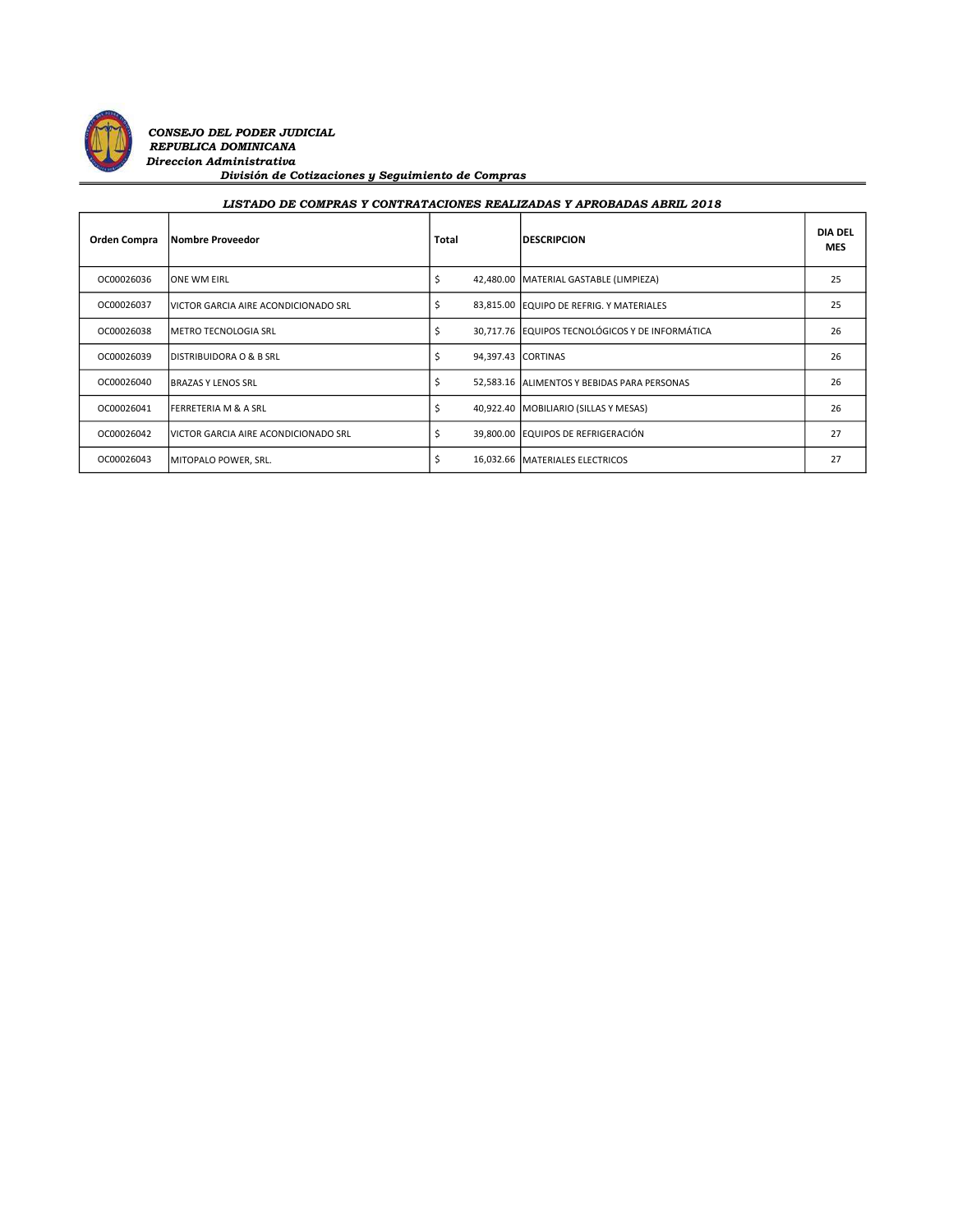*CONSEJO DEL PODER JUDICIAL*
*REPUBLICA DOMINICANA*
*Direccion Administrativa*
*División de Cotizaciones y Seguimiento de Compras*

***LISTADO DE COMPRAS Y CONTRATACIONES REALIZADAS Y APROBADAS ABRIL 2018***

| Orden Compra | Nombre Proveedor | Total | DESCRIPCION | DIA DEL MES |
|---|---|---|---|---|
| OC00026036 | ONE WM EIRL | $ 42,480.00 | MATERIAL GASTABLE (LIMPIEZA) | 25 |
| OC00026037 | VICTOR GARCIA AIRE ACONDICIONADO SRL | $ 83,815.00 | EQUIPO DE REFRIG. Y MATERIALES | 25 |
| OC00026038 | METRO TECNOLOGIA SRL | $ 30,717.76 | EQUIPOS TECNOLÓGICOS Y DE INFORMÁTICA | 26 |
| OC00026039 | DISTRIBUIDORA O & B SRL | $ 94,397.43 | CORTINAS | 26 |
| OC00026040 | BRAZAS Y LENOS SRL | $ 52,583.16 | ALIMENTOS Y BEBIDAS PARA PERSONAS | 26 |
| OC00026041 | FERRETERIA M & A SRL | $ 40,922.40 | MOBILIARIO (SILLAS Y MESAS) | 26 |
| OC00026042 | VICTOR GARCIA AIRE ACONDICIONADO SRL | $ 39,800.00 | EQUIPOS DE REFRIGERACIÓN | 27 |
| OC00026043 | MITOPALO POWER, SRL. | $ 16,032.66 | MATERIALES ELECTRICOS | 27 |